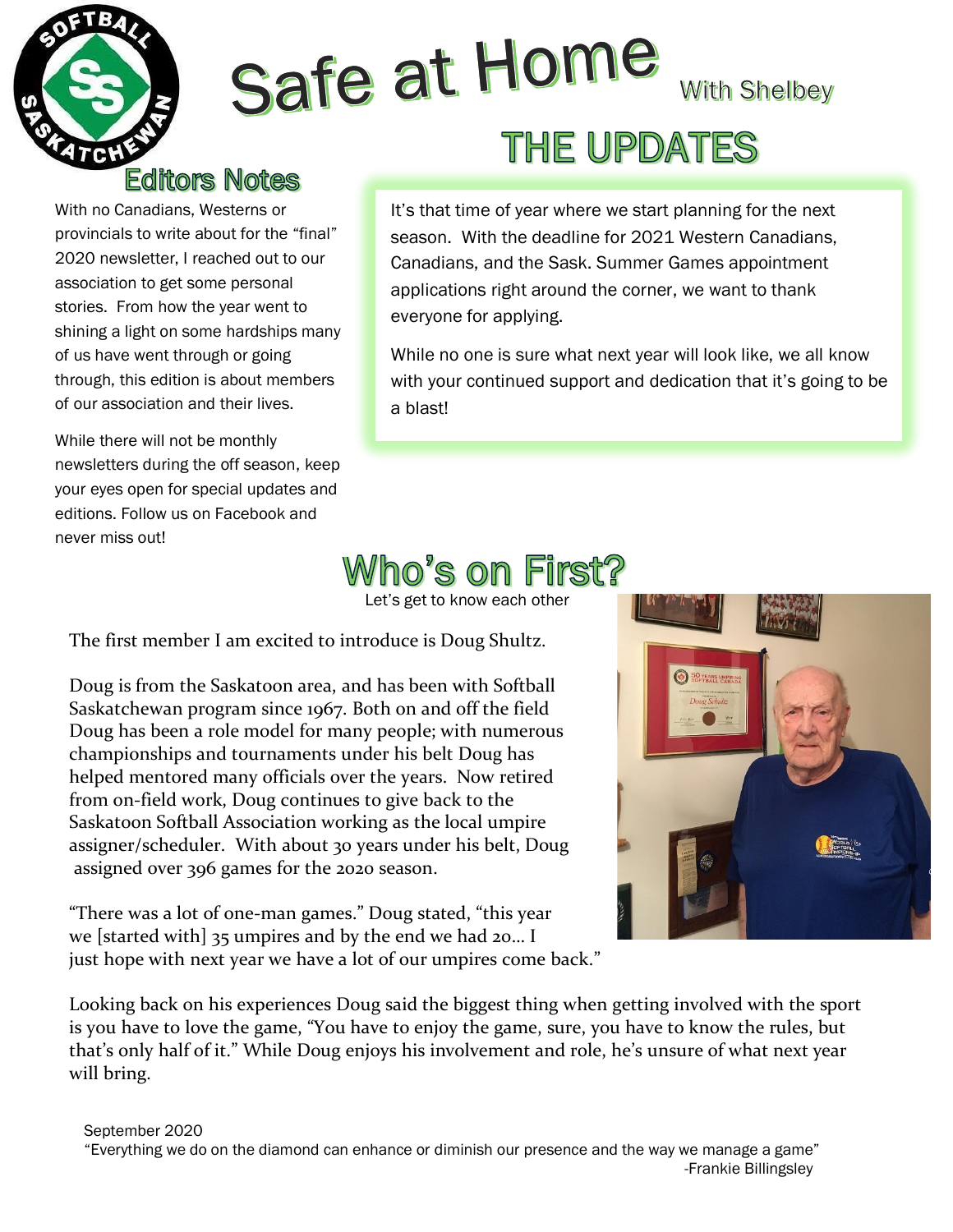# Safe at Home

With Shelbey

## Editors Notes

With no Canadians, Westerns or provincials to write about for the "final" 2020 newsletter, I reached out to our association to get some personal stories. From how the year went to shining a light on some hardships many of us have went through or going through, this edition is about members of our association and their lives.

While there will not be monthly newsletters during the off season, keep your eyes open for special updates and editions. Follow us on Facebook and never miss out!

## THE UPDATES

It's that time of year where we start planning for the next season. With the deadline for 2021 Western Canadians, Canadians, and the Sask. Summer Games appointment applications right around the corner, we want to thank everyone for applying.

While no one is sure what next year will look like, we all know with your continued support and dedication that it's going to be a blast!

## Who's on First?

Let's get to know each other

The first member I am excited to introduce is Doug Shultz.

Doug is from the Saskatoon area, and has been with Softball Saskatchewan program since 1967. Both on and off the field Doug has been a role model for many people; with numerous championships and tournaments under his belt Doug has helped mentored many officials over the years. Now retired from on-field work, Doug continues to give back to the Saskatoon Softball Association working as the local umpire assigner/scheduler. With about 30 years under his belt, Doug assigned over 396 games for the 2020 season.

"There was a lot of one-man games." Doug stated, "this year we [started with] 35 umpires and by the end we had 20… I just hope with next year we have a lot of our umpires come back."

Looking back on his experiences Doug said the biggest thing when getting involved with the sport is you have to love the game, "You have to enjoy the game, sure, you have to know the rules, but that's only half of it." While Doug enjoys his involvement and role, he's unsure of what next year will bring.

September 2020

"Everything we do on the diamond can enhance or diminish our presence and the way we manage a game"
-Frankie Billingsley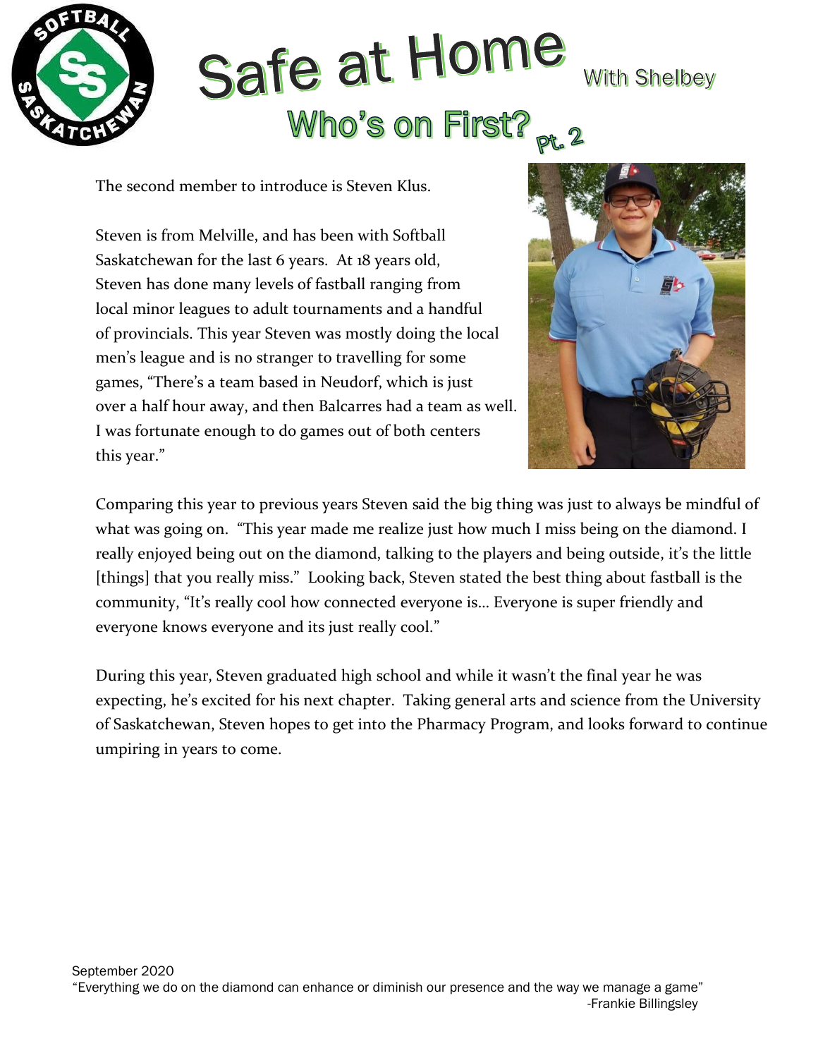# Safe at Home

With Shelbey

## Who's on First? Pt. 2

The second member to introduce is Steven Klus.

Steven is from Melville, and has been with Softball Saskatchewan for the last 6 years. At 18 years old, Steven has done many levels of fastball ranging from local minor leagues to adult tournaments and a handful of provincials. This year Steven was mostly doing the local men's league and is no stranger to travelling for some games, "There's a team based in Neudorf, which is just over a half hour away, and then Balcarres had a team as well. I was fortunate enough to do games out of both centers this year."

Comparing this year to previous years Steven said the big thing was just to always be mindful of what was going on. "This year made me realize just how much I miss being on the diamond. I really enjoyed being out on the diamond, talking to the players and being outside, it's the little [things] that you really miss." Looking back, Steven stated the best thing about fastball is the community, "It's really cool how connected everyone is… Everyone is super friendly and everyone knows everyone and its just really cool."

During this year, Steven graduated high school and while it wasn't the final year he was expecting, he's excited for his next chapter. Taking general arts and science from the University of Saskatchewan, Steven hopes to get into the Pharmacy Program, and looks forward to continue umpiring in years to come.

September 2020

"Everything we do on the diamond can enhance or diminish our presence and the way we manage a game"
-Frankie Billingsley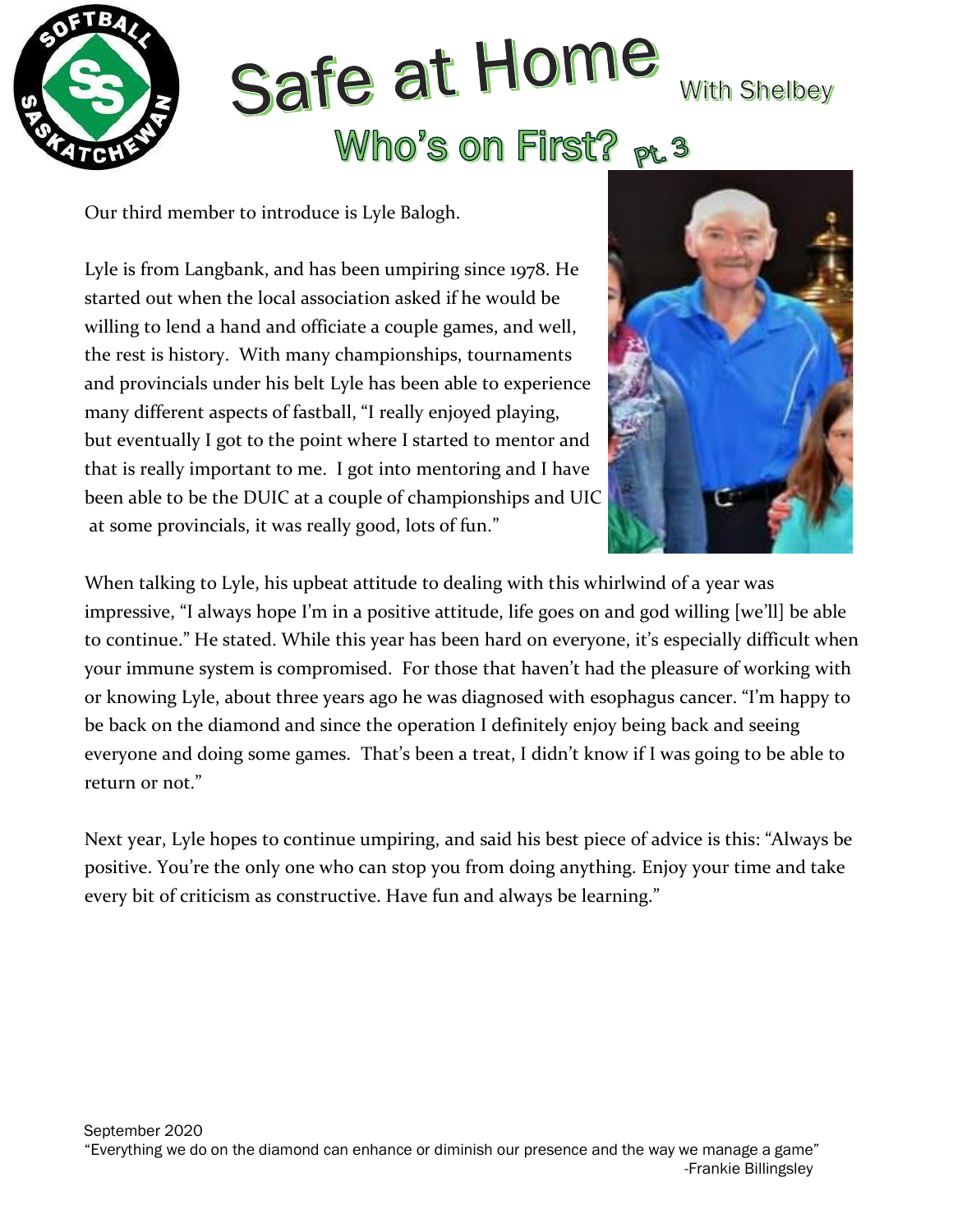# Safe at Home

With Shelbey

## Who's on First? Pt. 3

Our third member to introduce is Lyle Balogh.

Lyle is from Langbank, and has been umpiring since 1978. He started out when the local association asked if he would be willing to lend a hand and officiate a couple games, and well, the rest is history. With many championships, tournaments and provincials under his belt Lyle has been able to experience many different aspects of fastball, "I really enjoyed playing, but eventually I got to the point where I started to mentor and that is really important to me. I got into mentoring and I have been able to be the DUIC at a couple of championships and UIC at some provincials, it was really good, lots of fun."

When talking to Lyle, his upbeat attitude to dealing with this whirlwind of a year was impressive, "I always hope I'm in a positive attitude, life goes on and god willing [we'll] be able to continue." He stated. While this year has been hard on everyone, it's especially difficult when your immune system is compromised. For those that haven't had the pleasure of working with or knowing Lyle, about three years ago he was diagnosed with esophagus cancer. "I'm happy to be back on the diamond and since the operation I definitely enjoy being back and seeing everyone and doing some games. That's been a treat, I didn't know if I was going to be able to return or not."

Next year, Lyle hopes to continue umpiring, and said his best piece of advice is this: "Always be positive. You're the only one who can stop you from doing anything. Enjoy your time and take every bit of criticism as constructive. Have fun and always be learning."

September 2020

"Everything we do on the diamond can enhance or diminish our presence and the way we manage a game"
-Frankie Billingsley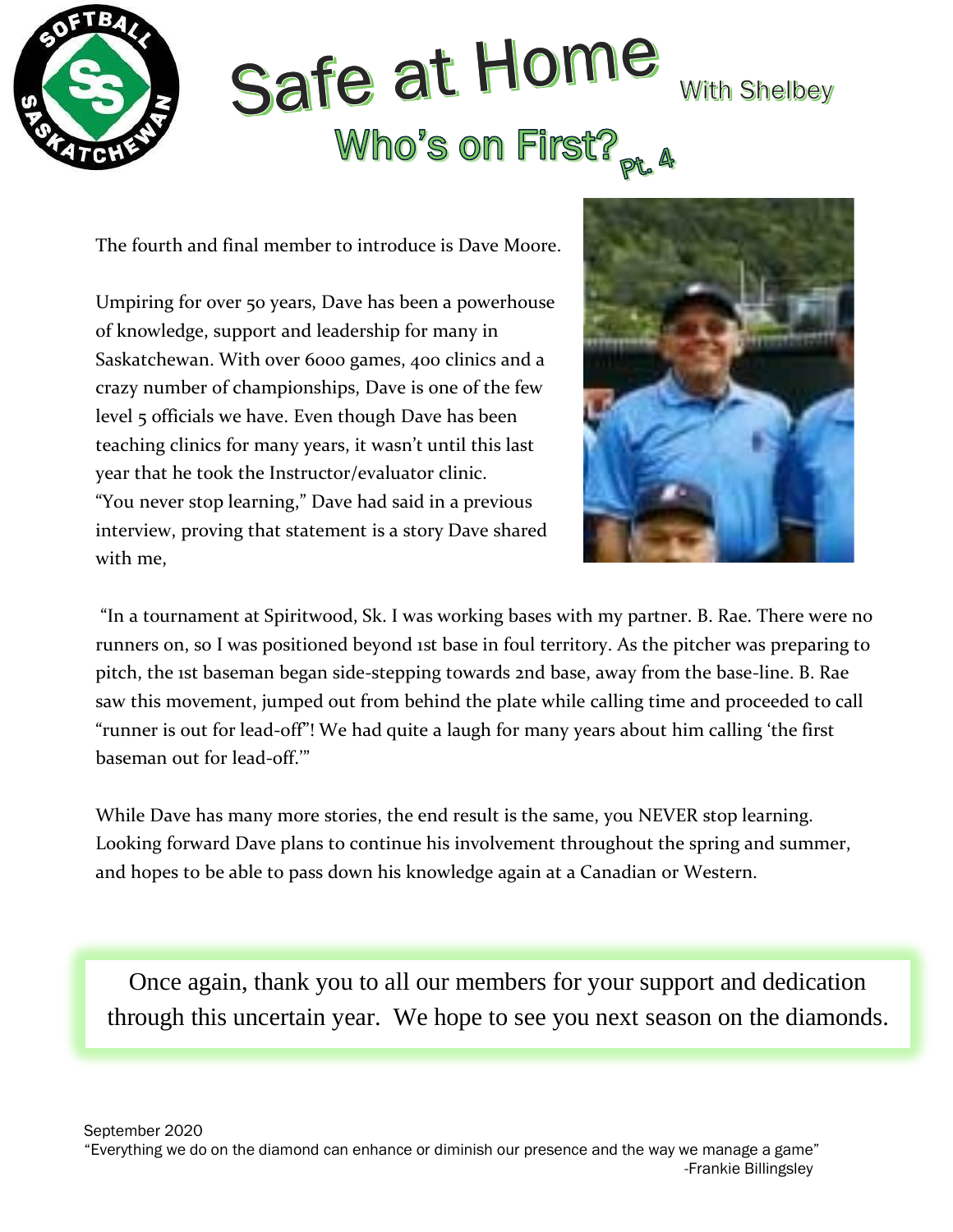# Safe at Home

With Shelbey

## Who's on First? Pt. 4

The fourth and final member to introduce is Dave Moore.

Umpiring for over 50 years, Dave has been a powerhouse of knowledge, support and leadership for many in Saskatchewan. With over 6000 games, 400 clinics and a crazy number of championships, Dave is one of the few level 5 officials we have. Even though Dave has been teaching clinics for many years, it wasn't until this last year that he took the Instructor/evaluator clinic. "You never stop learning," Dave had said in a previous interview, proving that statement is a story Dave shared with me,

"In a tournament at Spiritwood, Sk. I was working bases with my partner. B. Rae. There were no runners on, so I was positioned beyond 1st base in foul territory. As the pitcher was preparing to pitch, the 1st baseman began side-stepping towards 2nd base, away from the base-line. B. Rae saw this movement, jumped out from behind the plate while calling time and proceeded to call "runner is out for lead-off"! We had quite a laugh for many years about him calling 'the first baseman out for lead-off.'"

While Dave has many more stories, the end result is the same, you NEVER stop learning. Looking forward Dave plans to continue his involvement throughout the spring and summer, and hopes to be able to pass down his knowledge again at a Canadian or Western.

Once again, thank you to all our members for your support and dedication through this uncertain year. We hope to see you next season on the diamonds.

September 2020

"Everything we do on the diamond can enhance or diminish our presence and the way we manage a game"
-Frankie Billingsley